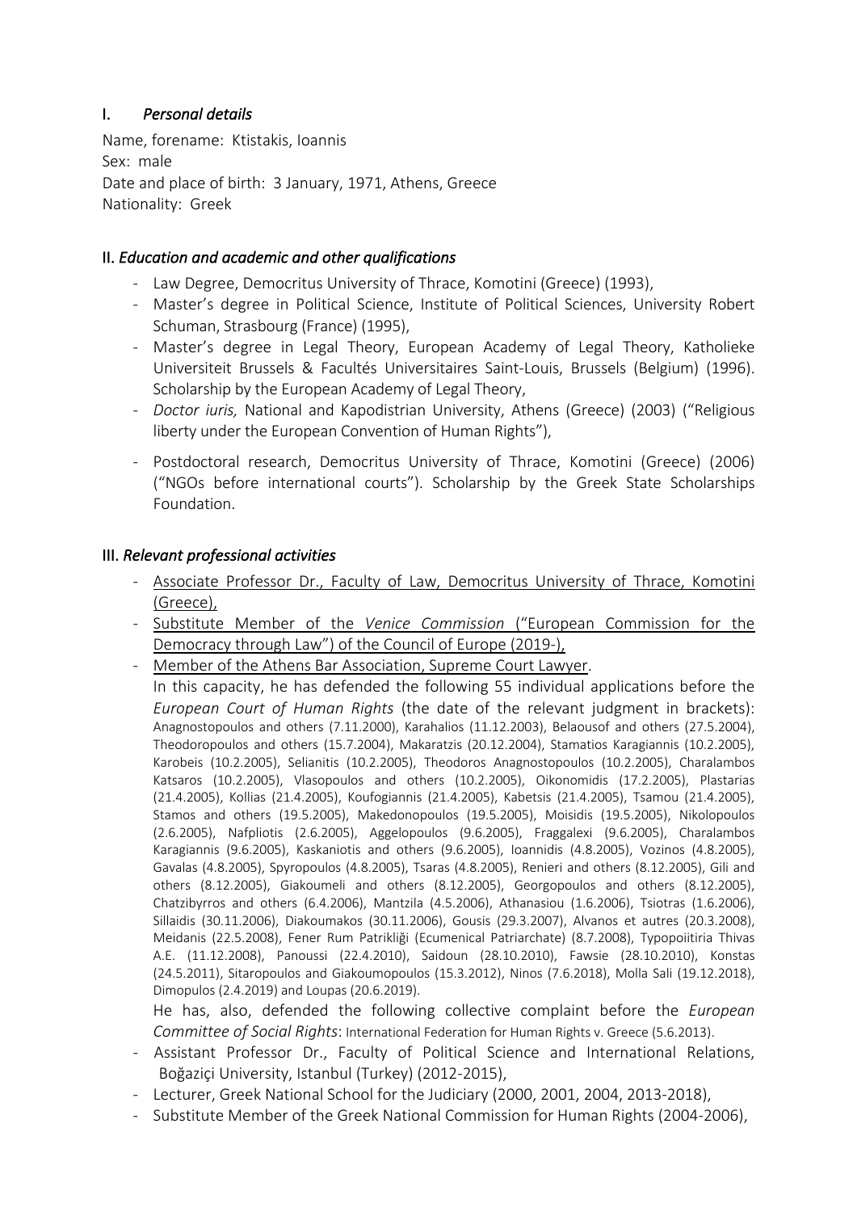## I. *Personal details*

Name, forename: Ktistakis, Ioannis
Sex: male
Date and place of birth: 3 January, 1971, Athens, Greece
Nationality: Greek

## II. *Education and academic and other qualifications*

- Law Degree, Democritus University of Thrace, Komotini (Greece) (1993),
- Master's degree in Political Science, Institute of Political Sciences, University Robert Schuman, Strasbourg (France) (1995),
- Master's degree in Legal Theory, European Academy of Legal Theory, Katholieke Universiteit Brussels & Facultés Universitaires Saint-Louis, Brussels (Belgium) (1996). Scholarship by the European Academy of Legal Theory,
- *Doctor iuris,* National and Kapodistrian University, Athens (Greece) (2003) ("Religious liberty under the European Convention of Human Rights"),
- Postdoctoral research, Democritus University of Thrace, Komotini (Greece) (2006) ("NGOs before international courts"). Scholarship by the Greek State Scholarships Foundation.

## III. *Relevant professional activities*

- Associate Professor Dr., Faculty of Law, Democritus University of Thrace, Komotini (Greece),
- Substitute Member of the *Venice Commission* ("European Commission for the Democracy through Law") of the Council of Europe (2019-),
- Member of the Athens Bar Association, Supreme Court Lawyer.
  In this capacity, he has defended the following 55 individual applications before the *European Court of Human Rights* (the date of the relevant judgment in brackets): Anagnostopoulos and others (7.11.2000), Karahalios (11.12.2003), Belaousof and others (27.5.2004), Theodoropoulos and others (15.7.2004), Makaratzis (20.12.2004), Stamatios Karagiannis (10.2.2005), Karobeis (10.2.2005), Selianitis (10.2.2005), Theodoros Anagnostopoulos (10.2.2005), Charalambos Katsaros (10.2.2005), Vlasopoulos and others (10.2.2005), Oikonomidis (17.2.2005), Plastarias (21.4.2005), Kollias (21.4.2005), Koufogiannis (21.4.2005), Kabetsis (21.4.2005), Tsamou (21.4.2005), Stamos and others (19.5.2005), Makedonopoulos (19.5.2005), Moisidis (19.5.2005), Nikolopoulos (2.6.2005), Nafpliotis (2.6.2005), Aggelopoulos (9.6.2005), Fraggalexi (9.6.2005), Charalambos Karagiannis (9.6.2005), Kaskaniotis and others (9.6.2005), Ioannidis (4.8.2005), Vozinos (4.8.2005), Gavalas (4.8.2005), Spyropoulos (4.8.2005), Tsaras (4.8.2005), Renieri and others (8.12.2005), Gili and others (8.12.2005), Giakoumeli and others (8.12.2005), Georgopoulos and others (8.12.2005), Chatzibyrros and others (6.4.2006), Mantzila (4.5.2006), Athanasiou (1.6.2006), Tsiotras (1.6.2006), Sillaidis (30.11.2006), Diakoumakos (30.11.2006), Gousis (29.3.2007), Alvanos et autres (20.3.2008), Meidanis (22.5.2008), Fener Rum Patrikliği (Ecumenical Patriarchate) (8.7.2008), Typopoiitiria Thivas A.E. (11.12.2008), Panoussi (22.4.2010), Saidoun (28.10.2010), Fawsie (28.10.2010), Konstas (24.5.2011), Sitaropoulos and Giakoumopoulos (15.3.2012), Ninos (7.6.2018), Molla Sali (19.12.2018), Dimopulos (2.4.2019) and Loupas (20.6.2019).
  He has, also, defended the following collective complaint before the *European Committee of Social Rights*: International Federation for Human Rights v. Greece (5.6.2013).
- Assistant Professor Dr., Faculty of Political Science and International Relations, Boğaziçi University, Istanbul (Turkey) (2012-2015),
- Lecturer, Greek National School for the Judiciary (2000, 2001, 2004, 2013-2018),
- Substitute Member of the Greek National Commission for Human Rights (2004-2006),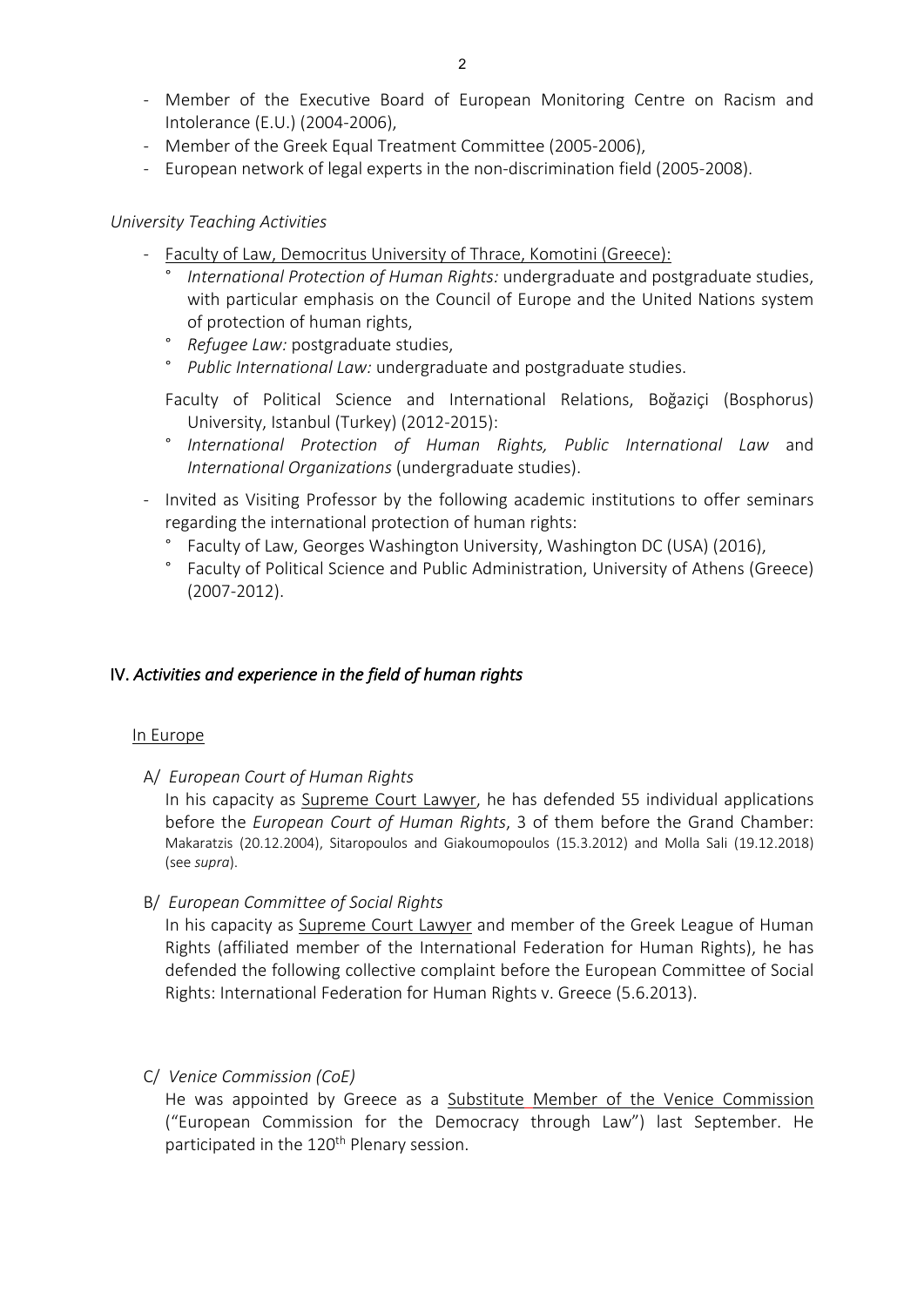- Member of the Executive Board of European Monitoring Centre on Racism and Intolerance (E.U.) (2004-2006),
- Member of the Greek Equal Treatment Committee (2005-2006),
- European network of legal experts in the non-discrimination field (2005-2008).

*University Teaching Activities*

- Faculty of Law, Democritus University of Thrace, Komotini (Greece):
  - *International Protection of Human Rights:* undergraduate and postgraduate studies, with particular emphasis on the Council of Europe and the United Nations system of protection of human rights,
  - *Refugee Law:* postgraduate studies,
  - *Public International Law:* undergraduate and postgraduate studies.

  Faculty of Political Science and International Relations, Boğaziçi (Bosphorus) University, Istanbul (Turkey) (2012-2015):
  - *International Protection of Human Rights, Public International Law* and *International Organizations* (undergraduate studies).
- Invited as Visiting Professor by the following academic institutions to offer seminars regarding the international protection of human rights:
  - Faculty of Law, Georges Washington University, Washington DC (USA) (2016),
  - Faculty of Political Science and Public Administration, University of Athens (Greece) (2007-2012).

## IV. *Activities and experience in the field of human rights*

In Europe

A/ *European Court of Human Rights*

In his capacity as Supreme Court Lawyer, he has defended 55 individual applications before the *European Court of Human Rights*, 3 of them before the Grand Chamber: Makaratzis (20.12.2004), Sitaropoulos and Giakoumopoulos (15.3.2012) and Molla Sali (19.12.2018) (see *supra*).

B/ *European Committee of Social Rights*

In his capacity as Supreme Court Lawyer and member of the Greek League of Human Rights (affiliated member of the International Federation for Human Rights), he has defended the following collective complaint before the European Committee of Social Rights: International Federation for Human Rights v. Greece (5.6.2013).

C/ *Venice Commission (CoE)*

He was appointed by Greece as a Substitute Member of the Venice Commission ("European Commission for the Democracy through Law") last September. He participated in the 120th Plenary session.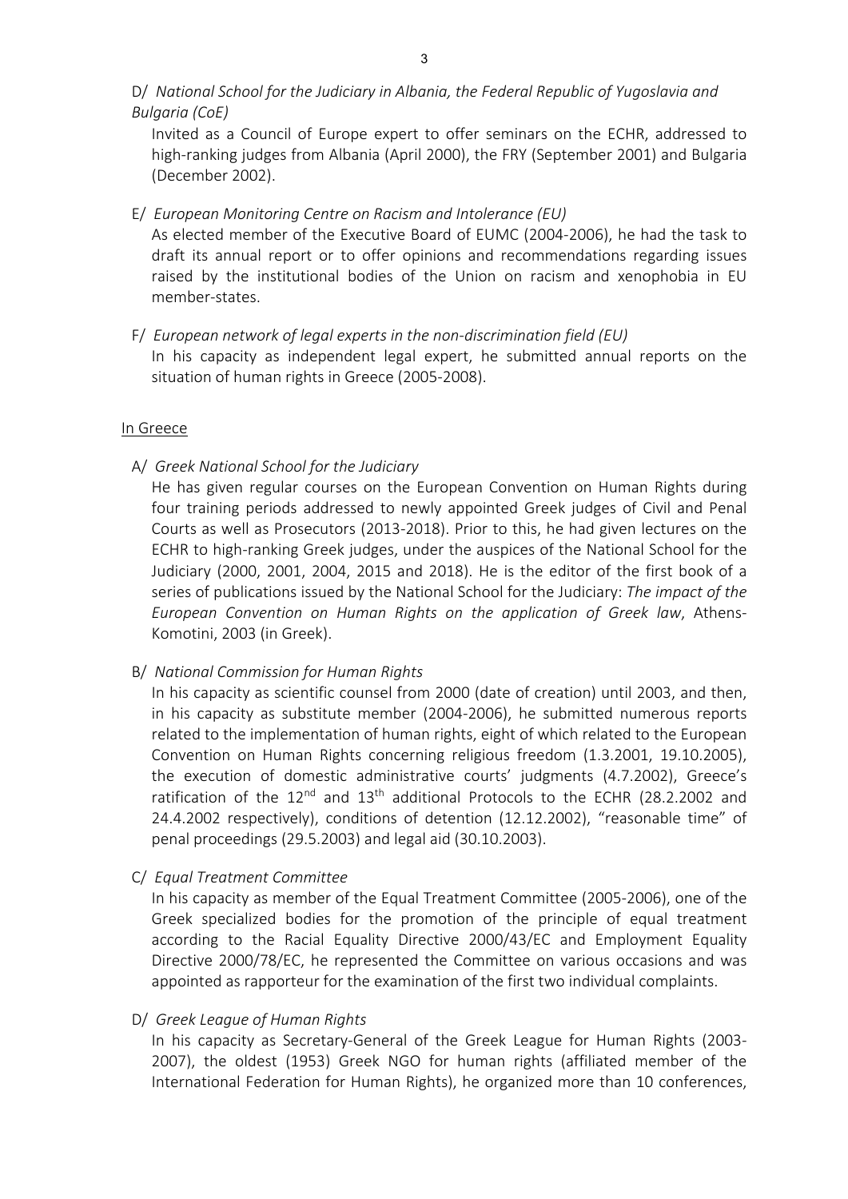D/ *National School for the Judiciary in Albania, the Federal Republic of Yugoslavia and Bulgaria (CoE)*

Invited as a Council of Europe expert to offer seminars on the ECHR, addressed to high-ranking judges from Albania (April 2000), the FRY (September 2001) and Bulgaria (December 2002).

E/ *European Monitoring Centre on Racism and Intolerance (EU)*

As elected member of the Executive Board of EUMC (2004-2006), he had the task to draft its annual report or to offer opinions and recommendations regarding issues raised by the institutional bodies of the Union on racism and xenophobia in EU member-states.

F/ *European network of legal experts in the non-discrimination field (EU)*

In his capacity as independent legal expert, he submitted annual reports on the situation of human rights in Greece (2005-2008).

<u>In Greece</u>

A/ *Greek National School for the Judiciary*

He has given regular courses on the European Convention on Human Rights during four training periods addressed to newly appointed Greek judges of Civil and Penal Courts as well as Prosecutors (2013-2018). Prior to this, he had given lectures on the ECHR to high-ranking Greek judges, under the auspices of the National School for the Judiciary (2000, 2001, 2004, 2015 and 2018). He is the editor of the first book of a series of publications issued by the National School for the Judiciary: *The impact of the European Convention on Human Rights on the application of Greek law*, Athens-Komotini, 2003 (in Greek).

B/ *National Commission for Human Rights*

In his capacity as scientific counsel from 2000 (date of creation) until 2003, and then, in his capacity as substitute member (2004-2006), he submitted numerous reports related to the implementation of human rights, eight of which related to the European Convention on Human Rights concerning religious freedom (1.3.2001, 19.10.2005), the execution of domestic administrative courts' judgments (4.7.2002), Greece's ratification of the 12th and 13th additional Protocols to the ECHR (28.2.2002 and 24.4.2002 respectively), conditions of detention (12.12.2002), "reasonable time" of penal proceedings (29.5.2003) and legal aid (30.10.2003).

C/ *Equal Treatment Committee*

In his capacity as member of the Equal Treatment Committee (2005-2006), one of the Greek specialized bodies for the promotion of the principle of equal treatment according to the Racial Equality Directive 2000/43/EC and Employment Equality Directive 2000/78/EC, he represented the Committee on various occasions and was appointed as rapporteur for the examination of the first two individual complaints.

D/ *Greek League of Human Rights*

In his capacity as Secretary-General of the Greek League for Human Rights (2003-2007), the oldest (1953) Greek NGO for human rights (affiliated member of the International Federation for Human Rights), he organized more than 10 conferences,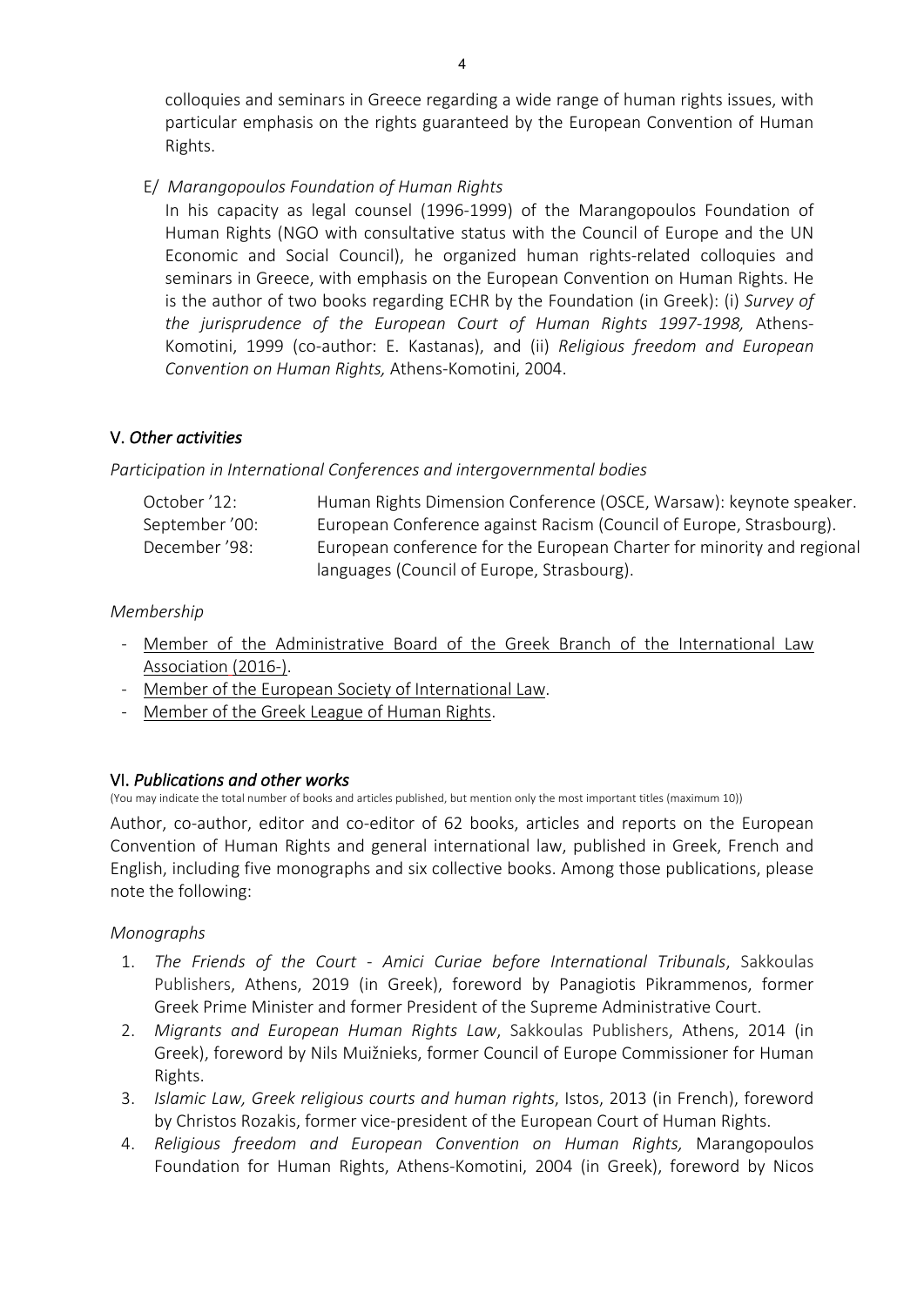colloquies and seminars in Greece regarding a wide range of human rights issues, with particular emphasis on the rights guaranteed by the European Convention of Human Rights.

E/ *Marangopoulos Foundation of Human Rights*

In his capacity as legal counsel (1996-1999) of the Marangopoulos Foundation of Human Rights (NGO with consultative status with the Council of Europe and the UN Economic and Social Council), he organized human rights-related colloquies and seminars in Greece, with emphasis on the European Convention on Human Rights. He is the author of two books regarding ECHR by the Foundation (in Greek): (i) *Survey of the jurisprudence of the European Court of Human Rights 1997-1998,* Athens-Komotini, 1999 (co-author: E. Kastanas), and (ii) *Religious freedom and European Convention on Human Rights,* Athens-Komotini, 2004.

## V. *Other activities*

*Participation in International Conferences and intergovernmental bodies*

| | |
|---|---|
| October '12: | Human Rights Dimension Conference (OSCE, Warsaw): keynote speaker. |
| September '00: | European Conference against Racism (Council of Europe, Strasbourg). |
| December '98: | European conference for the European Charter for minority and regional languages (Council of Europe, Strasbourg). |

*Membership*

- Member of the Administrative Board of the Greek Branch of the International Law Association (2016-).
- Member of the European Society of International Law.
- Member of the Greek League of Human Rights.

## VI. *Publications and other works*

(You may indicate the total number of books and articles published, but mention only the most important titles (maximum 10))

Author, co-author, editor and co-editor of 62 books, articles and reports on the European Convention of Human Rights and general international law, published in Greek, French and English, including five monographs and six collective books. Among those publications, please note the following:

*Monographs*

1. *The Friends of the Court - Amici Curiae before International Tribunals*, Sakkoulas Publishers, Athens, 2019 (in Greek), foreword by Panagiotis Pikrammenos, former Greek Prime Minister and former President of the Supreme Administrative Court.
2. *Migrants and European Human Rights Law*, Sakkoulas Publishers, Athens, 2014 (in Greek), foreword by Nils Muižnieks, former Council of Europe Commissioner for Human Rights.
3. *Islamic Law, Greek religious courts and human rights*, Istos, 2013 (in French), foreword by Christos Rozakis, former vice-president of the European Court of Human Rights.
4. *Religious freedom and European Convention on Human Rights,* Marangopoulos Foundation for Human Rights, Athens-Komotini, 2004 (in Greek), foreword by Nicos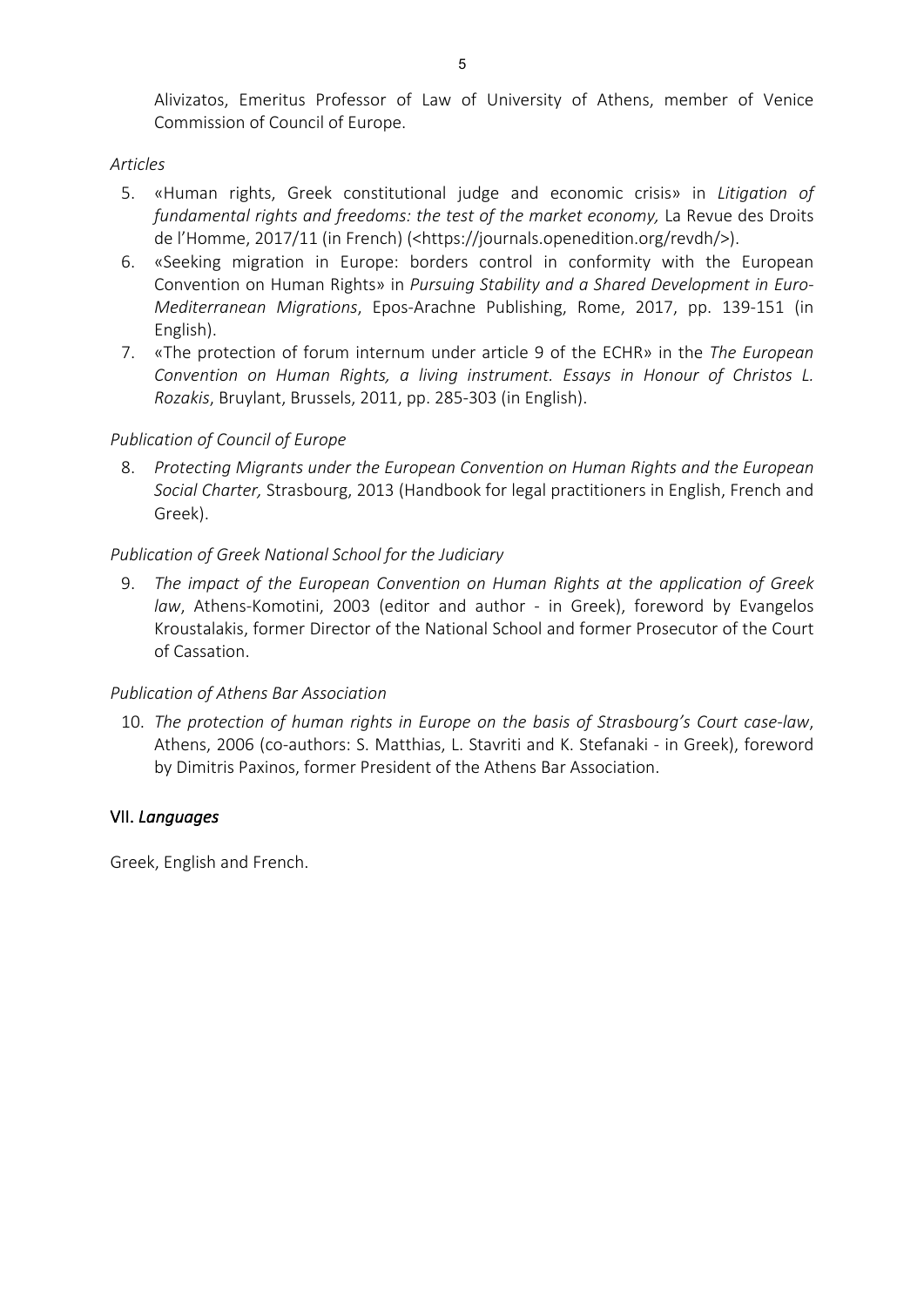Alivizatos, Emeritus Professor of Law of University of Athens, member of Venice Commission of Council of Europe.

*Articles*

5. «Human rights, Greek constitutional judge and economic crisis» in *Litigation of fundamental rights and freedoms: the test of the market economy,* La Revue des Droits de l'Homme, 2017/11 (in French) (<https://journals.openedition.org/revdh/>).
6. «Seeking migration in Europe: borders control in conformity with the European Convention on Human Rights» in *Pursuing Stability and a Shared Development in Euro-Mediterranean Migrations*, Epos-Arachne Publishing, Rome, 2017, pp. 139-151 (in English).
7. «The protection of forum internum under article 9 of the ECHR» in the *The European Convention on Human Rights, a living instrument. Essays in Honour of Christos L. Rozakis*, Bruylant, Brussels, 2011, pp. 285-303 (in English).

*Publication of Council of Europe*

8. *Protecting Migrants under the European Convention on Human Rights and the European Social Charter,* Strasbourg, 2013 (Handbook for legal practitioners in English, French and Greek).

*Publication of Greek National School for the Judiciary*

9. *The impact of the European Convention on Human Rights at the application of Greek law*, Athens-Komotini, 2003 (editor and author - in Greek), foreword by Evangelos Kroustalakis, former Director of the National School and former Prosecutor of the Court of Cassation.

*Publication of Athens Bar Association*

10. *The protection of human rights in Europe on the basis of Strasbourg's Court case-law*, Athens, 2006 (co-authors: S. Matthias, L. Stavriti and K. Stefanaki - in Greek), foreword by Dimitris Paxinos, former President of the Athens Bar Association.

## VII. *Languages*

Greek, English and French.